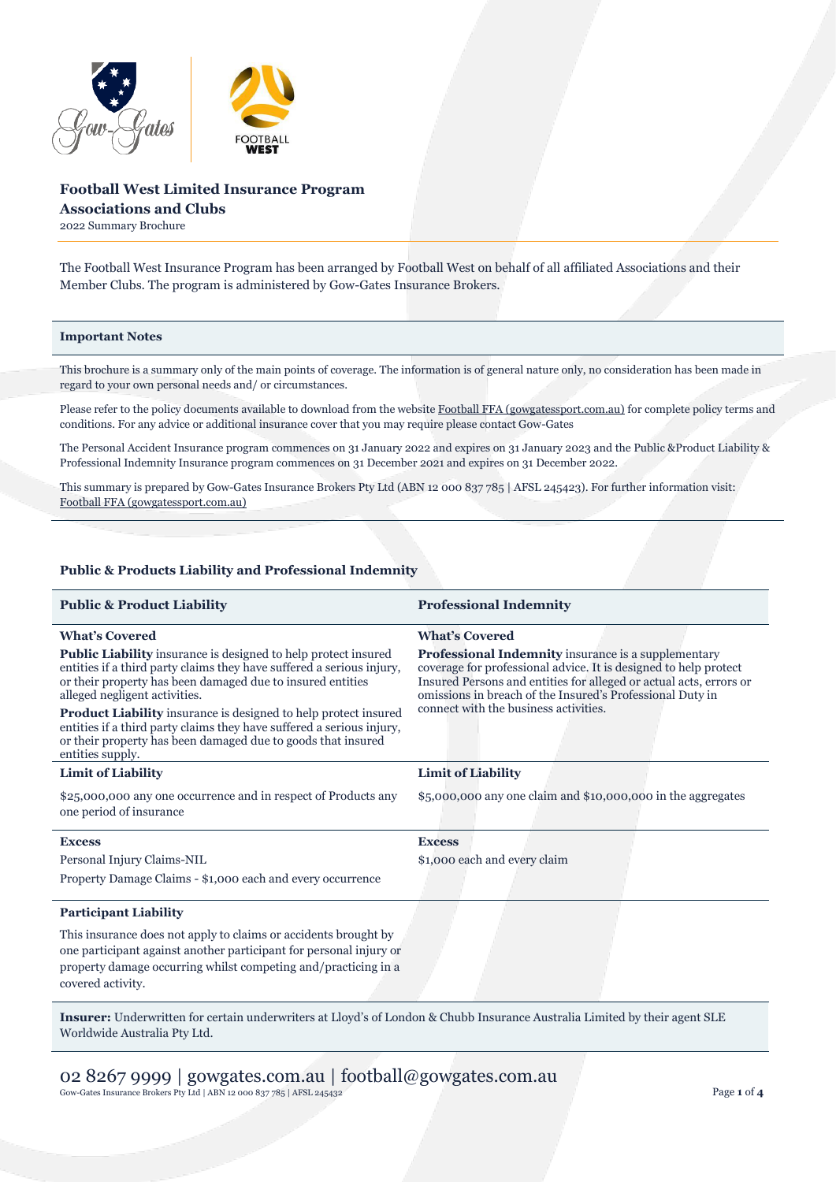# Football West Limited Insurance Program

## Associations and Clubs

2022 Summary Brochure

The Football West Insurance Program has been arranged by Football West on behalf of all affiliated Associations and their Member Clubs. The program is administered by Gow-Gates Insurance Brokers.

### Important Notes

This brochure is a summary only of the main points of coverage. The information is of general nature only, no consideration has been made in regard to your own personal needs and/ or circumstances.

Please refer to the policy documents available to download from the website Football FFA (gowgatessport.com.au) for complete policy terms and conditions. For any advice or additional insurance cover that you may require please contact Gow-Gates

The Personal Accident Insurance program commences on 31 January 2022 and expires on 31 January 2023 and the Public &Product Liability & Professional Indemnity Insurance program commences on 31 December 2021 and expires on 31 December 2022.

This summary is prepared by Gow-Gates Insurance Brokers Pty Ltd (ABN 12 000 837 785 | AFSL 245423). For further information visit: Football FFA (gowgatessport.com.au)

### Public & Products Liability and Professional Indemnity

| Public & Product Liability | Professional Indemnity |
|---|---|
| **What's Covered**<br>**Public Liability** insurance is designed to help protect insured entities if a third party claims they have suffered a serious injury, or their property has been damaged due to insured entities alleged negligent activities.<br>**Product Liability** insurance is designed to help protect insured entities if a third party claims they have suffered a serious injury, or their property has been damaged due to goods that insured entities supply. | **What's Covered**<br>**Professional Indemnity** insurance is a supplementary coverage for professional advice. It is designed to help protect Insured Persons and entities for alleged or actual acts, errors or omissions in breach of the Insured's Professional Duty in connect with the business activities. |
| **Limit of Liability**<br>$25,000,000 any one occurrence and in respect of Products any one period of insurance | **Limit of Liability**<br>$5,000,000 any one claim and $10,000,000 in the aggregates |
| **Excess**<br>Personal Injury Claims-NIL<br>Property Damage Claims - $1,000 each and every occurrence | **Excess**<br>$1,000 each and every claim |
| **Participant Liability**<br>This insurance does not apply to claims or accidents brought by one participant against another participant for personal injury or property damage occurring whilst competing and/practicing in a covered activity. | |

**Insurer:** Underwritten for certain underwriters at Lloyd's of London & Chubb Insurance Australia Limited by their agent SLE Worldwide Australia Pty Ltd.

02 8267 9999 | gowgates.com.au | football@gowgates.com.au

Gow-Gates Insurance Brokers Pty Ltd | ABN 12 000 837 785 | AFSL 245432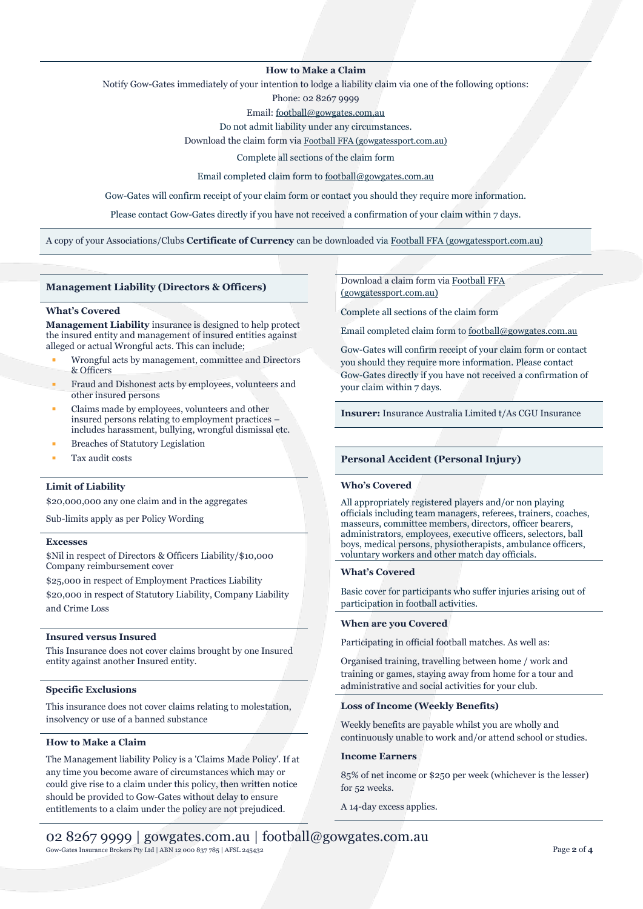### How to Make a Claim

Notify Gow-Gates immediately of your intention to lodge a liability claim via one of the following options:

Phone: 02 8267 9999

Email: football@gowgates.com.au

Do not admit liability under any circumstances.

Download the claim form via Football FFA (gowgatessport.com.au)

Complete all sections of the claim form

Email completed claim form to football@gowgates.com.au

Gow-Gates will confirm receipt of your claim form or contact you should they require more information.

Please contact Gow-Gates directly if you have not received a confirmation of your claim within 7 days.

A copy of your Associations/Clubs **Certificate of Currency** can be downloaded via Football FFA (gowgatessport.com.au)

## Management Liability (Directors & Officers)

### What's Covered

**Management Liability** insurance is designed to help protect the insured entity and management of insured entities against alleged or actual Wrongful acts. This can include;

- Wrongful acts by management, committee and Directors & Officers
- Fraud and Dishonest acts by employees, volunteers and other insured persons
- Claims made by employees, volunteers and other insured persons relating to employment practices – includes harassment, bullying, wrongful dismissal etc.
- Breaches of Statutory Legislation
- Tax audit costs

### Limit of Liability

$20,000,000 any one claim and in the aggregates

Sub-limits apply as per Policy Wording

### Excesses

$Nil in respect of Directors & Officers Liability/$10,000 Company reimbursement cover

$25,000 in respect of Employment Practices Liability

$20,000 in respect of Statutory Liability, Company Liability and Crime Loss

### Insured versus Insured

This Insurance does not cover claims brought by one Insured entity against another Insured entity.

### Specific Exclusions

This insurance does not cover claims relating to molestation, insolvency or use of a banned substance

### How to Make a Claim

The Management liability Policy is a 'Claims Made Policy'. If at any time you become aware of circumstances which may or could give rise to a claim under this policy, then written notice should be provided to Gow-Gates without delay to ensure entitlements to a claim under the policy are not prejudiced.

Download a claim form via Football FFA (gowgatessport.com.au)

Complete all sections of the claim form

Email completed claim form to football@gowgates.com.au

Gow-Gates will confirm receipt of your claim form or contact you should they require more information. Please contact Gow-Gates directly if you have not received a confirmation of your claim within 7 days.

**Insurer:** Insurance Australia Limited t/As CGU Insurance

## Personal Accident (Personal Injury)

### Who's Covered

All appropriately registered players and/or non playing officials including team managers, referees, trainers, coaches, masseurs, committee members, directors, officer bearers, administrators, employees, executive officers, selectors, ball boys, medical persons, physiotherapists, ambulance officers, voluntary workers and other match day officials.

### What's Covered

Basic cover for participants who suffer injuries arising out of participation in football activities.

### When are you Covered

Participating in official football matches. As well as:

Organised training, travelling between home / work and training or games, staying away from home for a tour and administrative and social activities for your club.

### Loss of Income (Weekly Benefits)

Weekly benefits are payable whilst you are wholly and continuously unable to work and/or attend school or studies.

### Income Earners

85% of net income or $250 per week (whichever is the lesser) for 52 weeks.

A 14-day excess applies.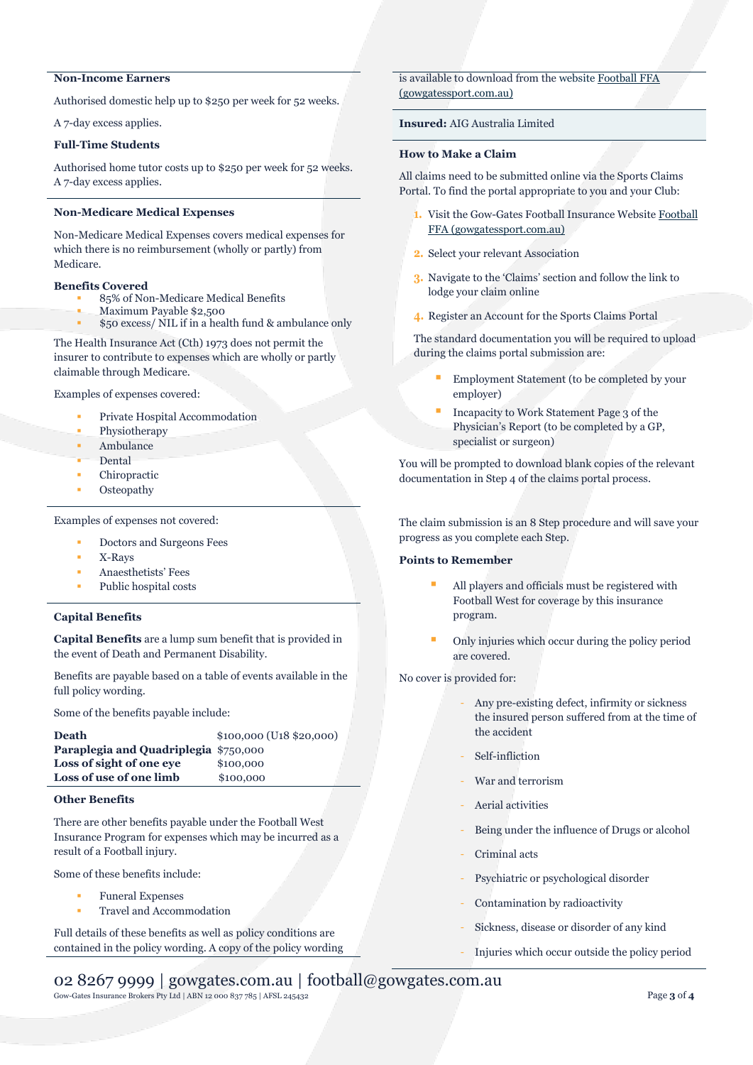#### Non-Income Earners

Authorised domestic help up to $250 per week for 52 weeks.

A 7-day excess applies.

#### Full-Time Students

Authorised home tutor costs up to $250 per week for 52 weeks. A 7-day excess applies.

### Non-Medicare Medical Expenses

Non-Medicare Medical Expenses covers medical expenses for which there is no reimbursement (wholly or partly) from Medicare.

#### Benefits Covered

- 85% of Non-Medicare Medical Benefits
- Maximum Payable $2,500
- $50 excess/ NIL if in a health fund & ambulance only

The Health Insurance Act (Cth) 1973 does not permit the insurer to contribute to expenses which are wholly or partly claimable through Medicare.

Examples of expenses covered:

- Private Hospital Accommodation
- Physiotherapy
- Ambulance
- Dental
- Chiropractic
- Osteopathy

Examples of expenses not covered:

- Doctors and Surgeons Fees
- X-Rays
- Anaesthetists' Fees
- Public hospital costs

### Capital Benefits

**Capital Benefits** are a lump sum benefit that is provided in the event of Death and Permanent Disability.

Benefits are payable based on a table of events available in the full policy wording.

Some of the benefits payable include:

| | |
|---|---|
| **Death** | $100,000 (U18 $20,000) |
| **Paraplegia and Quadriplegia** | $750,000 |
| **Loss of sight of one eye** | $100,000 |
| **Loss of use of one limb** | $100,000 |

### Other Benefits

There are other benefits payable under the Football West Insurance Program for expenses which may be incurred as a result of a Football injury.

Some of these benefits include:

- Funeral Expenses
- Travel and Accommodation

Full details of these benefits as well as policy conditions are contained in the policy wording. A copy of the policy wording is available to download from the website [Football FFA (gowgatessport.com.au)](gowgatessport.com.au)

**Insured:** AIG Australia Limited

### How to Make a Claim

All claims need to be submitted online via the Sports Claims Portal. To find the portal appropriate to you and your Club:

1. Visit the Gow-Gates Football Insurance Website [Football FFA (gowgatessport.com.au)](gowgatessport.com.au)
2. Select your relevant Association
3. Navigate to the 'Claims' section and follow the link to lodge your claim online
4. Register an Account for the Sports Claims Portal

The standard documentation you will be required to upload during the claims portal submission are:

- Employment Statement (to be completed by your employer)
- Incapacity to Work Statement Page 3 of the Physician's Report (to be completed by a GP, specialist or surgeon)

You will be prompted to download blank copies of the relevant documentation in Step 4 of the claims portal process.

The claim submission is an 8 Step procedure and will save your progress as you complete each Step.

### Points to Remember

- All players and officials must be registered with Football West for coverage by this insurance program.
- Only injuries which occur during the policy period are covered.

No cover is provided for:

- Any pre-existing defect, infirmity or sickness the insured person suffered from at the time of the accident
- Self-infliction
- War and terrorism
- Aerial activities
- Being under the influence of Drugs or alcohol
- Criminal acts
- Psychiatric or psychological disorder
- Contamination by radioactivity
- Sickness, disease or disorder of any kind
- Injuries which occur outside the policy period

02 8267 9999 | gowgates.com.au | football@gowgates.com.au

Gow-Gates Insurance Brokers Pty Ltd | ABN 12 000 837 785 | AFSL 245432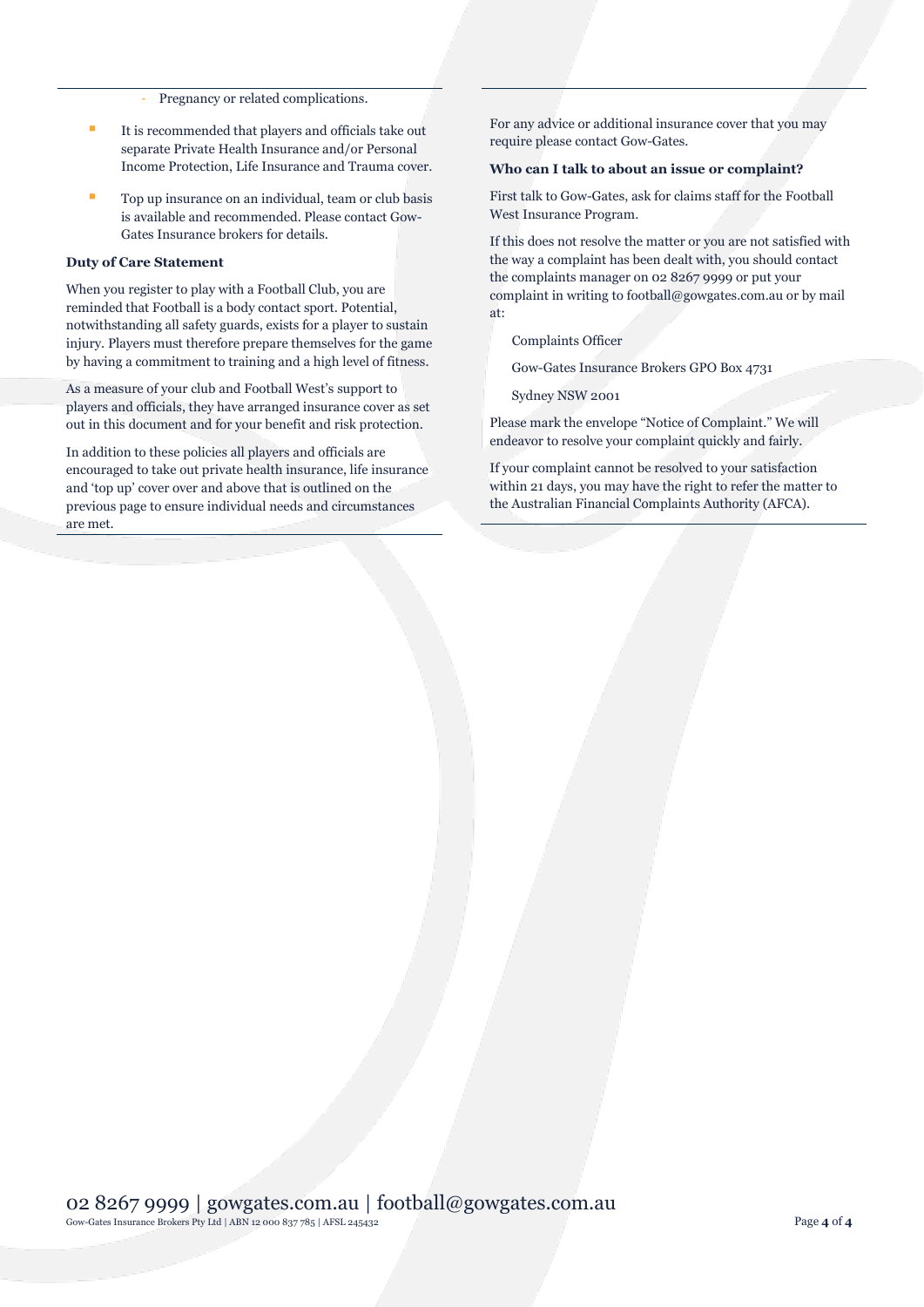- Pregnancy or related complications.

- It is recommended that players and officials take out separate Private Health Insurance and/or Personal Income Protection, Life Insurance and Trauma cover.
- Top up insurance on an individual, team or club basis is available and recommended. Please contact Gow-Gates Insurance brokers for details.

**Duty of Care Statement**

When you register to play with a Football Club, you are reminded that Football is a body contact sport. Potential, notwithstanding all safety guards, exists for a player to sustain injury. Players must therefore prepare themselves for the game by having a commitment to training and a high level of fitness.

As a measure of your club and Football West's support to players and officials, they have arranged insurance cover as set out in this document and for your benefit and risk protection.

In addition to these policies all players and officials are encouraged to take out private health insurance, life insurance and 'top up' cover over and above that is outlined on the previous page to ensure individual needs and circumstances are met.

For any advice or additional insurance cover that you may require please contact Gow-Gates.

**Who can I talk to about an issue or complaint?**

First talk to Gow-Gates, ask for claims staff for the Football West Insurance Program.

If this does not resolve the matter or you are not satisfied with the way a complaint has been dealt with, you should contact the complaints manager on 02 8267 9999 or put your complaint in writing to football@gowgates.com.au or by mail at:

Complaints Officer

Gow-Gates Insurance Brokers GPO Box 4731

Sydney NSW 2001

Please mark the envelope "Notice of Complaint." We will endeavor to resolve your complaint quickly and fairly.

If your complaint cannot be resolved to your satisfaction within 21 days, you may have the right to refer the matter to the Australian Financial Complaints Authority (AFCA).

02 8267 9999 | gowgates.com.au | football@gowgates.com.au

Gow-Gates Insurance Brokers Pty Ltd | ABN 12 000 837 785 | AFSL 245432